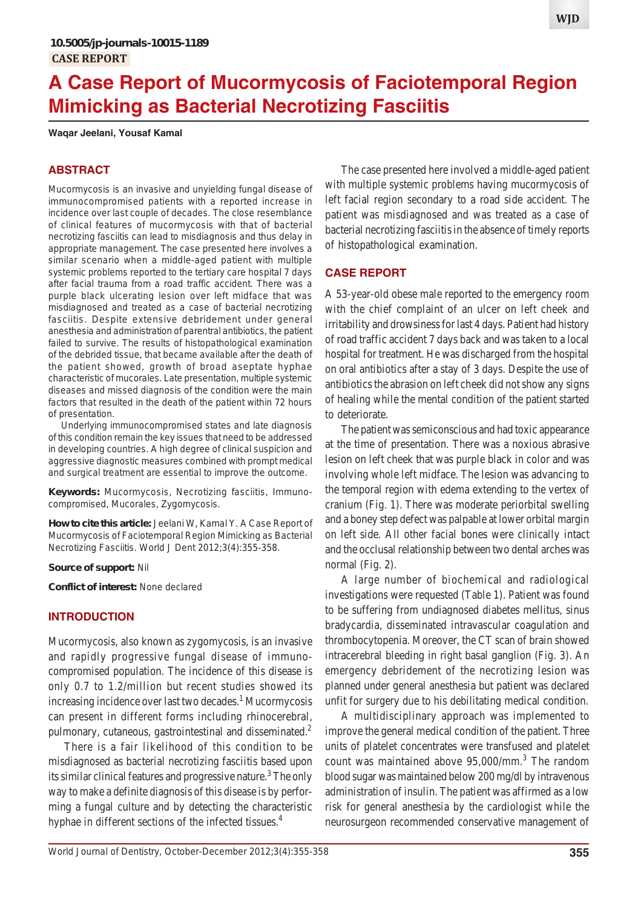10.5005/jp-journals-10015-1189

CASE REPORT

# A Case Report of Mucormycosis of Faciotemporal Region Mimicking as Bacterial Necrotizing Fasciitis

**Waqar Jeelani, Yousaf Kamal**

## ABSTRACT

Mucormycosis is an invasive and unyielding fungal disease of immunocompromised patients with a reported increase in incidence over last couple of decades. The close resemblance of clinical features of mucormycosis with that of bacterial necrotizing fasciitis can lead to misdiagnosis and thus delay in appropriate management. The case presented here involves a similar scenario when a middle-aged patient with multiple systemic problems reported to the tertiary care hospital 7 days after facial trauma from a road traffic accident. There was a purple black ulcerating lesion over left midface that was misdiagnosed and treated as a case of bacterial necrotizing fasciitis. Despite extensive debridement under general anesthesia and administration of parentral antibiotics, the patient failed to survive. The results of histopathological examination of the debrided tissue, that became available after the death of the patient showed, growth of broad aseptate hyphae characteristic of mucorales. Late presentation, multiple systemic diseases and missed diagnosis of the condition were the main factors that resulted in the death of the patient within 72 hours of presentation.

Underlying immunocompromised states and late diagnosis of this condition remain the key issues that need to be addressed in developing countries. A high degree of clinical suspicion and aggressive diagnostic measures combined with prompt medical and surgical treatment are essential to improve the outcome.

**Keywords:** Mucormycosis, Necrotizing fasciitis, Immunocompromised, Mucorales, Zygomycosis.

**How to cite this article:** Jeelani W, Kamal Y. A Case Report of Mucormycosis of Faciotemporal Region Mimicking as Bacterial Necrotizing Fasciitis. World J Dent 2012;3(4):355-358.

**Source of support:** Nil

**Conflict of interest:** None declared

## INTRODUCTION

Mucormycosis, also known as zygomycosis, is an invasive and rapidly progressive fungal disease of immunocompromised population. The incidence of this disease is only 0.7 to 1.2/million but recent studies showed its increasing incidence over last two decades.[1] Mucormycosis can present in different forms including rhinocerebral, pulmonary, cutaneous, gastrointestinal and disseminated.[2]

There is a fair likelihood of this condition to be misdiagnosed as bacterial necrotizing fasciitis based upon its similar clinical features and progressive nature.[3] The only way to make a definite diagnosis of this disease is by performing a fungal culture and by detecting the characteristic hyphae in different sections of the infected tissues.[4]

The case presented here involved a middle-aged patient with multiple systemic problems having mucormycosis of left facial region secondary to a road side accident. The patient was misdiagnosed and was treated as a case of bacterial necrotizing fasciitis in the absence of timely reports of histopathological examination.

## CASE REPORT

A 53-year-old obese male reported to the emergency room with the chief complaint of an ulcer on left cheek and irritability and drowsiness for last 4 days. Patient had history of road traffic accident 7 days back and was taken to a local hospital for treatment. He was discharged from the hospital on oral antibiotics after a stay of 3 days. Despite the use of antibiotics the abrasion on left cheek did not show any signs of healing while the mental condition of the patient started to deteriorate.

The patient was semiconscious and had toxic appearance at the time of presentation. There was a noxious abrasive lesion on left cheek that was purple black in color and was involving whole left midface. The lesion was advancing to the temporal region with edema extending to the vertex of cranium (Fig. 1). There was moderate periorbital swelling and a boney step defect was palpable at lower orbital margin on left side. All other facial bones were clinically intact and the occlusal relationship between two dental arches was normal (Fig. 2).

A large number of biochemical and radiological investigations were requested (Table 1). Patient was found to be suffering from undiagnosed diabetes mellitus, sinus bradycardia, disseminated intravascular coagulation and thrombocytopenia. Moreover, the CT scan of brain showed intracerebral bleeding in right basal ganglion (Fig. 3). An emergency debridement of the necrotizing lesion was planned under general anesthesia but patient was declared unfit for surgery due to his debilitating medical condition.

A multidisciplinary approach was implemented to improve the general medical condition of the patient. Three units of platelet concentrates were transfused and platelet count was maintained above 95,000/mm.[3] The random blood sugar was maintained below 200 mg/dl by intravenous administration of insulin. The patient was affirmed as a low risk for general anesthesia by the cardiologist while the neurosurgeon recommended conservative management of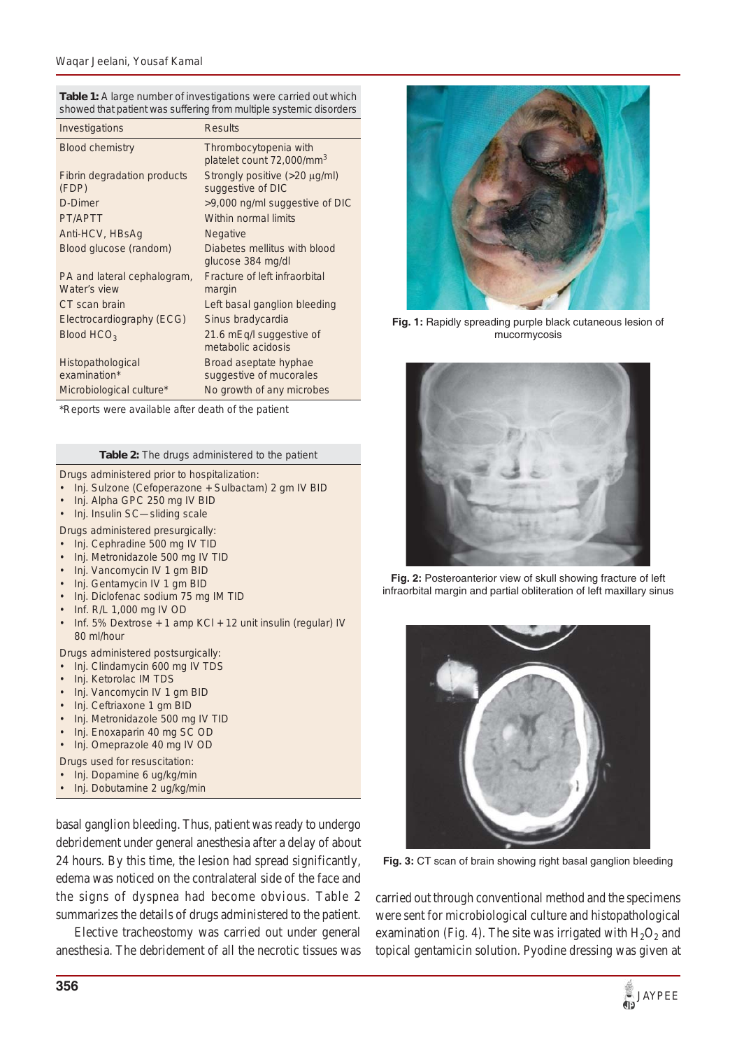**Table 1:** A large number of investigations were carried out which showed that patient was suffering from multiple systemic disorders

| Investigations | Results |
|---|---|
| Blood chemistry | Thrombocytopenia with platelet count 72,000/mm$^3$ |
| Fibrin degradation products (FDP) | Strongly positive (>20 μg/ml) suggestive of DIC |
| D-Dimer | >9,000 ng/ml suggestive of DIC |
| PT/APTT | Within normal limits |
| Anti-HCV, HBsAg | Negative |
| Blood glucose (random) | Diabetes mellitus with blood glucose 384 mg/dl |
| PA and lateral cephalogram, Water's view | Fracture of left infraorbital margin |
| CT scan brain | Left basal ganglion bleeding |
| Electrocardiography (ECG) | Sinus bradycardia |
| Blood $HCO_3$ | 21.6 mEq/l suggestive of metabolic acidosis |
| Histopathological examination* | Broad aseptate hyphae suggestive of mucorales |
| Microbiological culture* | No growth of any microbes |

*Reports were available after death of the patient

**Table 2:** The drugs administered to the patient

Drugs administered prior to hospitalization:
- Inj. Sulzone (Cefoperazone + Sulbactam) 2 gm IV BID
- Inj. Alpha GPC 250 mg IV BID
- Inj. Insulin SC—sliding scale

Drugs administered presurgically:
- Inj. Cephradine 500 mg IV TID
- Inj. Metronidazole 500 mg IV TID
- Inj. Vancomycin IV 1 gm BID
- Inj. Gentamycin IV 1 gm BID
- Inj. Diclofenac sodium 75 mg IM TID
- Inf. R/L 1,000 mg IV OD
- Inf. 5% Dextrose + 1 amp KCl + 12 unit insulin (regular) IV 80 ml/hour

Drugs administered postsurgically:
- Inj. Clindamycin 600 mg IV TDS
- Inj. Ketorolac IM TDS
- Inj. Vancomycin IV 1 gm BID
- Inj. Ceftriaxone 1 gm BID
- Inj. Metronidazole 500 mg IV TID
- Inj. Enoxaparin 40 mg SC OD
- Inj. Omeprazole 40 mg IV OD

Drugs used for resuscitation:
- Inj. Dopamine 6 ug/kg/min
- Inj. Dobutamine 2 ug/kg/min

**Fig. 1:** Rapidly spreading purple black cutaneous lesion of mucormycosis

**Fig. 2:** Posteroanterior view of skull showing fracture of left infraorbital margin and partial obliteration of left maxillary sinus

**Fig. 3:** CT scan of brain showing right basal ganglion bleeding

basal ganglion bleeding. Thus, patient was ready to undergo debridement under general anesthesia after a delay of about 24 hours. By this time, the lesion had spread significantly, edema was noticed on the contralateral side of the face and the signs of dyspnea had become obvious. Table 2 summarizes the details of drugs administered to the patient.

Elective tracheostomy was carried out under general anesthesia. The debridement of all the necrotic tissues was carried out through conventional method and the specimens were sent for microbiological culture and histopathological examination (Fig. 4). The site was irrigated with $H_2O_2$ and topical gentamicin solution. Pyodine dressing was given at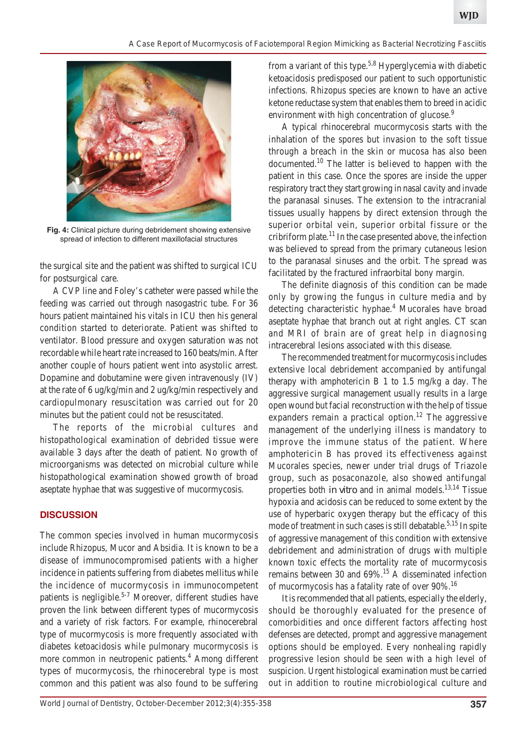Fig. 4: Clinical picture during debridement showing extensive spread of infection to different maxillofacial structures

the surgical site and the patient was shifted to surgical ICU for postsurgical care.

A CVP line and Foley's catheter were passed while the feeding was carried out through nasogastric tube. For 36 hours patient maintained his vitals in ICU then his general condition started to deteriorate. Patient was shifted to ventilator. Blood pressure and oxygen saturation was not recordable while heart rate increased to 160 beats/min. After another couple of hours patient went into asystolic arrest. Dopamine and dobutamine were given intravenously (IV) at the rate of 6 ug/kg/min and 2 ug/kg/min respectively and cardiopulmonary resuscitation was carried out for 20 minutes but the patient could not be resuscitated.

The reports of the microbial cultures and histopathological examination of debrided tissue were available 3 days after the death of patient. No growth of microorganisms was detected on microbial culture while histopathological examination showed growth of broad aseptate hyphae that was suggestive of mucormycosis.

## DISCUSSION

The common species involved in human mucormycosis include Rhizopus, Mucor and Absidia. It is known to be a disease of immunocompromised patients with a higher incidence in patients suffering from diabetes mellitus while the incidence of mucormycosis in immunocompetent patients is negligible.[5-7] Moreover, different studies have proven the link between different types of mucormycosis and a variety of risk factors. For example, rhinocerebral type of mucormycosis is more frequently associated with diabetes ketoacidosis while pulmonary mucormycosis is more common in neutropenic patients.[4] Among different types of mucormycosis, the rhinocerebral type is most common and this patient was also found to be suffering from a variant of this type.[5,8] Hyperglycemia with diabetic ketoacidosis predisposed our patient to such opportunistic infections. Rhizopus species are known to have an active ketone reductase system that enables them to breed in acidic environment with high concentration of glucose.[9]

A typical rhinocerebral mucormycosis starts with the inhalation of the spores but invasion to the soft tissue through a breach in the skin or mucosa has also been documented.[10] The latter is believed to happen with the patient in this case. Once the spores are inside the upper respiratory tract they start growing in nasal cavity and invade the paranasal sinuses. The extension to the intracranial tissues usually happens by direct extension through the superior orbital vein, superior orbital fissure or the cribriform plate.[11] In the case presented above, the infection was believed to spread from the primary cutaneous lesion to the paranasal sinuses and the orbit. The spread was facilitated by the fractured infraorbital bony margin.

The definite diagnosis of this condition can be made only by growing the fungus in culture media and by detecting characteristic hyphae.[4] Mucorales have broad aseptate hyphae that branch out at right angles. CT scan and MRI of brain are of great help in diagnosing intracerebral lesions associated with this disease.

The recommended treatment for mucormycosis includes extensive local debridement accompanied by antifungal therapy with amphotericin B 1 to 1.5 mg/kg a day. The aggressive surgical management usually results in a large open wound but facial reconstruction with the help of tissue expanders remain a practical option.[12] The aggressive management of the underlying illness is mandatory to improve the immune status of the patient. Where amphotericin B has proved its effectiveness against Mucorales species, newer under trial drugs of Triazole group, such as posaconazole, also showed antifungal properties both *in vitro* and in animal models.[13,14] Tissue hypoxia and acidosis can be reduced to some extent by the use of hyperbaric oxygen therapy but the efficacy of this mode of treatment in such cases is still debatable.[5,15] In spite of aggressive management of this condition with extensive debridement and administration of drugs with multiple known toxic effects the mortality rate of mucormycosis remains between 30 and 69%.[15] A disseminated infection of mucormycosis has a fatality rate of over 90%.[16]

It is recommended that all patients, especially the elderly, should be thoroughly evaluated for the presence of comorbidities and once different factors affecting host defenses are detected, prompt and aggressive management options should be employed. Every nonhealing rapidly progressive lesion should be seen with a high level of suspicion. Urgent histological examination must be carried out in addition to routine microbiological culture and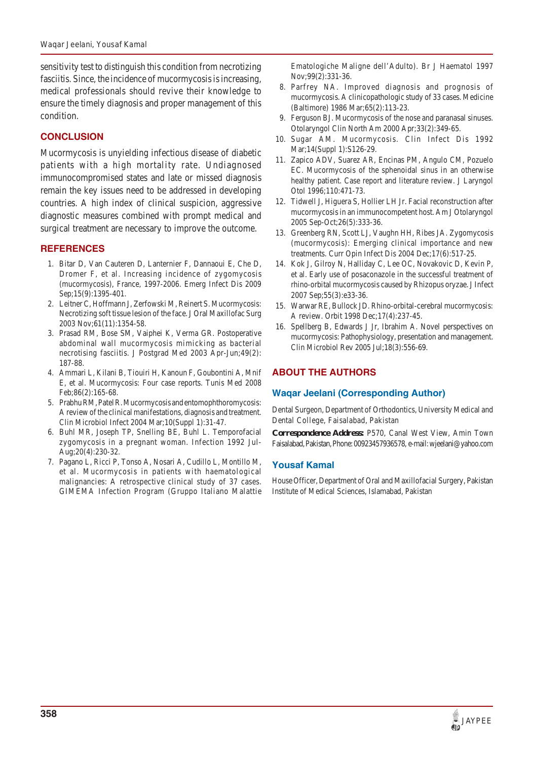sensitivity test to distinguish this condition from necrotizing fasciitis. Since, the incidence of mucormycosis is increasing, medical professionals should revive their knowledge to ensure the timely diagnosis and proper management of this condition.

## CONCLUSION

Mucormycosis is unyielding infectious disease of diabetic patients with a high mortality rate. Undiagnosed immunocompromised states and late or missed diagnosis remain the key issues need to be addressed in developing countries. A high index of clinical suspicion, aggressive diagnostic measures combined with prompt medical and surgical treatment are necessary to improve the outcome.

## REFERENCES

1. Bitar D, Van Cauteren D, Lanternier F, Dannaoui E, Che D, Dromer F, et al. Increasing incidence of zygomycosis (mucormycosis), France, 1997-2006. Emerg Infect Dis 2009 Sep;15(9):1395-401.
2. Leitner C, Hoffmann J, Zerfowski M, Reinert S. Mucormycosis: Necrotizing soft tissue lesion of the face. J Oral Maxillofac Surg 2003 Nov;61(11):1354-58.
3. Prasad RM, Bose SM, Vaiphei K, Verma GR. Postoperative abdominal wall mucormycosis mimicking as bacterial necrotising fasciitis. J Postgrad Med 2003 Apr-Jun;49(2): 187-88.
4. Ammari L, Kilani B, Tiouiri H, Kanoun F, Goubontini A, Mnif E, et al. Mucormycosis: Four case reports. Tunis Med 2008 Feb;86(2):165-68.
5. Prabhu RM, Patel R. Mucormycosis and entomophthoromycosis: A review of the clinical manifestations, diagnosis and treatment. Clin Microbiol Infect 2004 Mar;10(Suppl 1):31-47.
6. Buhl MR, Joseph TP, Snelling BE, Buhl L. Temporofacial zygomycosis in a pregnant woman. Infection 1992 Jul-Aug;20(4):230-32.
7. Pagano L, Ricci P, Tonso A, Nosari A, Cudillo L, Montillo M, et al. Mucormycosis in patients with haematological malignancies: A retrospective clinical study of 37 cases. GIMEMA Infection Program (Gruppo Italiano Malattie Ematologiche Maligne dell'Adulto). Br J Haematol 1997 Nov;99(2):331-36.
8. Parfrey NA. Improved diagnosis and prognosis of mucormycosis. A clinicopathologic study of 33 cases. Medicine (Baltimore) 1986 Mar;65(2):113-23.
9. Ferguson BJ. Mucormycosis of the nose and paranasal sinuses. Otolaryngol Clin North Am 2000 Apr;33(2):349-65.
10. Sugar AM. Mucormycosis. Clin Infect Dis 1992 Mar;14(Suppl 1):S126-29.
11. Zapico ADV, Suarez AR, Encinas PM, Angulo CM, Pozuelo EC. Mucormycosis of the sphenoidal sinus in an otherwise healthy patient. Case report and literature review. J Laryngol Otol 1996;110:471-73.
12. Tidwell J, Higuera S, Hollier LH Jr. Facial reconstruction after mucormycosis in an immunocompetent host. Am J Otolaryngol 2005 Sep-Oct;26(5):333-36.
13. Greenberg RN, Scott LJ, Vaughn HH, Ribes JA. Zygomycosis (mucormycosis): Emerging clinical importance and new treatments. Curr Opin Infect Dis 2004 Dec;17(6):517-25.
14. Kok J, Gilroy N, Halliday C, Lee OC, Novakovic D, Kevin P, et al. Early use of posaconazole in the successful treatment of rhino-orbital mucormycosis caused by Rhizopus oryzae. J Infect 2007 Sep;55(3):e33-36.
15. Warwar RE, Bullock JD. Rhino-orbital-cerebral mucormycosis: A review. Orbit 1998 Dec;17(4):237-45.
16. Spellberg B, Edwards J Jr, Ibrahim A. Novel perspectives on mucormycosis: Pathophysiology, presentation and management. Clin Microbiol Rev 2005 Jul;18(3):556-69.

## ABOUT THE AUTHORS

### Waqar Jeelani (Corresponding Author)

Dental Surgeon, Department of Orthodontics, University Medical and Dental College, Faisalabad, Pakistan

***Correspondence Address:*** P570, Canal West View, Amin Town Faisalabad, Pakistan, Phone: 00923457936578, e-mail: wjeelani@yahoo.com

### Yousaf Kamal

House Officer, Department of Oral and Maxillofacial Surgery, Pakistan Institute of Medical Sciences, Islamabad, Pakistan